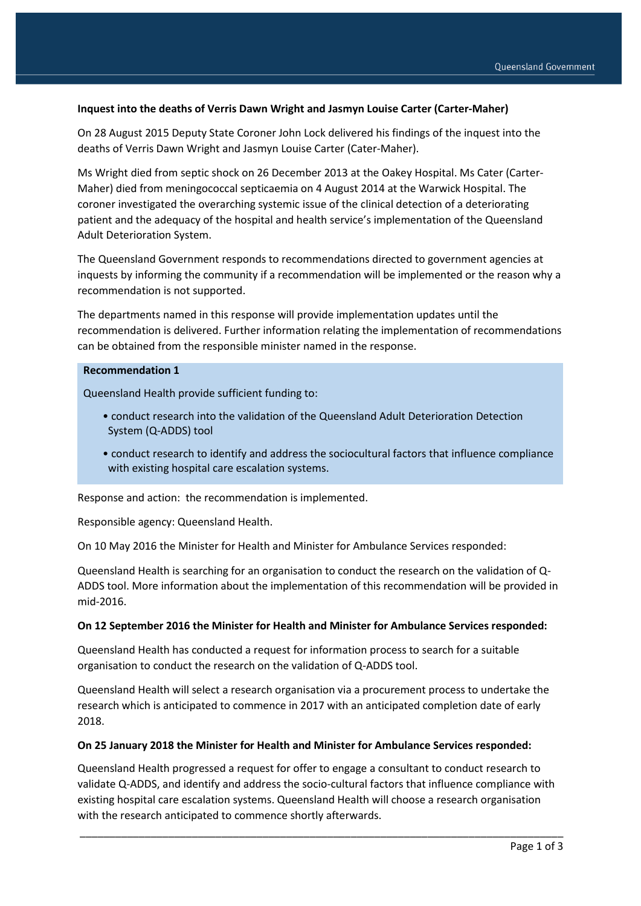**Inquest into the deaths of Verris Dawn Wright and Jasmyn Louise Carter (Carter-Maher)**

On 28 August 2015 Deputy State Coroner John Lock delivered his findings of the inquest into the deaths of Verris Dawn Wright and Jasmyn Louise Carter (Cater-Maher).

Ms Wright died from septic shock on 26 December 2013 at the Oakey Hospital. Ms Cater (Carter-Maher) died from meningococcal septicaemia on 4 August 2014 at the Warwick Hospital. The coroner investigated the overarching systemic issue of the clinical detection of a deteriorating patient and the adequacy of the hospital and health service's implementation of the Queensland Adult Deterioration System.

The Queensland Government responds to recommendations directed to government agencies at inquests by informing the community if a recommendation will be implemented or the reason why a recommendation is not supported.

The departments named in this response will provide implementation updates until the recommendation is delivered. Further information relating the implementation of recommendations can be obtained from the responsible minister named in the response.

**Recommendation 1**

Queensland Health provide sufficient funding to:

- conduct research into the validation of the Queensland Adult Deterioration Detection System (Q-ADDS) tool
- conduct research to identify and address the sociocultural factors that influence compliance with existing hospital care escalation systems.

Response and action: the recommendation is implemented.

Responsible agency: Queensland Health.

On 10 May 2016 the Minister for Health and Minister for Ambulance Services responded:

Queensland Health is searching for an organisation to conduct the research on the validation of Q-ADDS tool. More information about the implementation of this recommendation will be provided in mid-2016.

**On 12 September 2016 the Minister for Health and Minister for Ambulance Services responded:**

Queensland Health has conducted a request for information process to search for a suitable organisation to conduct the research on the validation of Q-ADDS tool.

Queensland Health will select a research organisation via a procurement process to undertake the research which is anticipated to commence in 2017 with an anticipated completion date of early 2018.

**On 25 January 2018 the Minister for Health and Minister for Ambulance Services responded:**

Queensland Health progressed a request for offer to engage a consultant to conduct research to validate Q-ADDS, and identify and address the socio-cultural factors that influence compliance with existing hospital care escalation systems. Queensland Health will choose a research organisation with the research anticipated to commence shortly afterwards.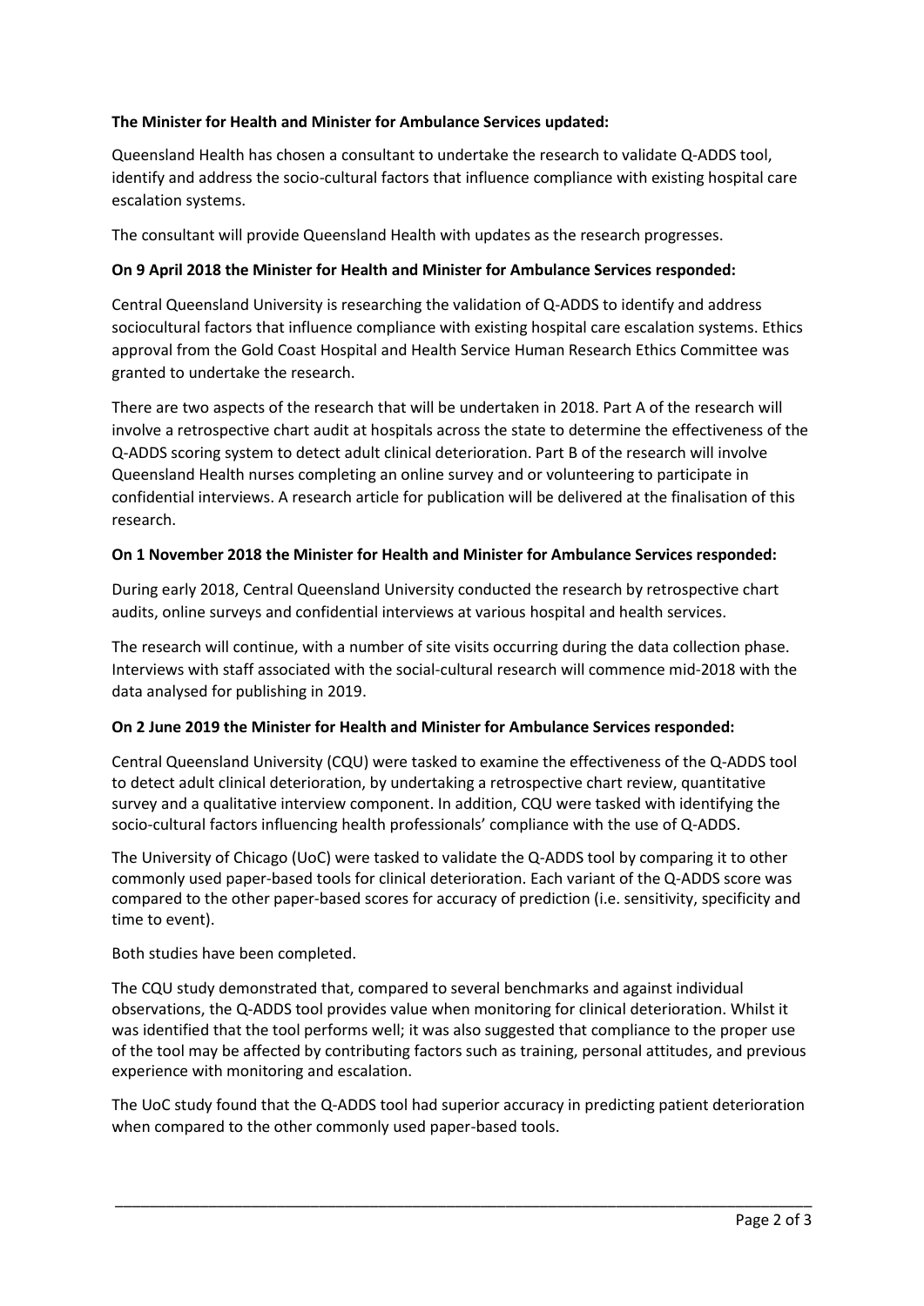**The Minister for Health and Minister for Ambulance Services updated:**

Queensland Health has chosen a consultant to undertake the research to validate Q-ADDS tool, identify and address the socio-cultural factors that influence compliance with existing hospital care escalation systems.

The consultant will provide Queensland Health with updates as the research progresses.

**On 9 April 2018 the Minister for Health and Minister for Ambulance Services responded:**

Central Queensland University is researching the validation of Q-ADDS to identify and address sociocultural factors that influence compliance with existing hospital care escalation systems. Ethics approval from the Gold Coast Hospital and Health Service Human Research Ethics Committee was granted to undertake the research.

There are two aspects of the research that will be undertaken in 2018. Part A of the research will involve a retrospective chart audit at hospitals across the state to determine the effectiveness of the Q-ADDS scoring system to detect adult clinical deterioration. Part B of the research will involve Queensland Health nurses completing an online survey and or volunteering to participate in confidential interviews. A research article for publication will be delivered at the finalisation of this research.

**On 1 November 2018 the Minister for Health and Minister for Ambulance Services responded:**

During early 2018, Central Queensland University conducted the research by retrospective chart audits, online surveys and confidential interviews at various hospital and health services.

The research will continue, with a number of site visits occurring during the data collection phase. Interviews with staff associated with the social-cultural research will commence mid-2018 with the data analysed for publishing in 2019.

**On 2 June 2019 the Minister for Health and Minister for Ambulance Services responded:**

Central Queensland University (CQU) were tasked to examine the effectiveness of the Q-ADDS tool to detect adult clinical deterioration, by undertaking a retrospective chart review, quantitative survey and a qualitative interview component. In addition, CQU were tasked with identifying the socio-cultural factors influencing health professionals' compliance with the use of Q-ADDS.

The University of Chicago (UoC) were tasked to validate the Q-ADDS tool by comparing it to other commonly used paper-based tools for clinical deterioration. Each variant of the Q-ADDS score was compared to the other paper-based scores for accuracy of prediction (i.e. sensitivity, specificity and time to event).

Both studies have been completed.

The CQU study demonstrated that, compared to several benchmarks and against individual observations, the Q-ADDS tool provides value when monitoring for clinical deterioration. Whilst it was identified that the tool performs well; it was also suggested that compliance to the proper use of the tool may be affected by contributing factors such as training, personal attitudes, and previous experience with monitoring and escalation.

The UoC study found that the Q-ADDS tool had superior accuracy in predicting patient deterioration when compared to the other commonly used paper-based tools.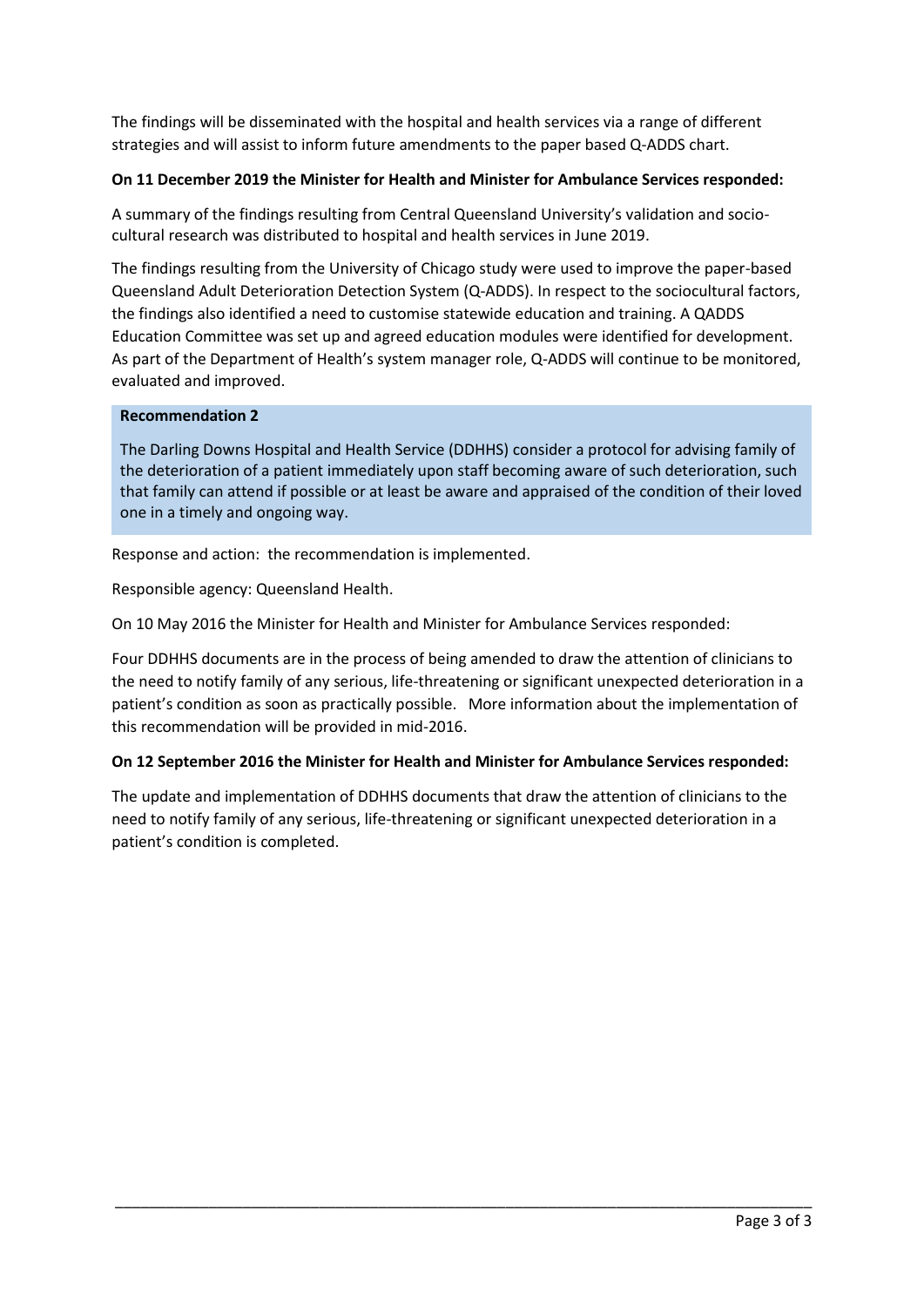The findings will be disseminated with the hospital and health services via a range of different strategies and will assist to inform future amendments to the paper based Q-ADDS chart.

**On 11 December 2019 the Minister for Health and Minister for Ambulance Services responded:**

A summary of the findings resulting from Central Queensland University's validation and socio-cultural research was distributed to hospital and health services in June 2019.

The findings resulting from the University of Chicago study were used to improve the paper-based Queensland Adult Deterioration Detection System (Q-ADDS). In respect to the sociocultural factors, the findings also identified a need to customise statewide education and training. A QADDS Education Committee was set up and agreed education modules were identified for development. As part of the Department of Health's system manager role, Q-ADDS will continue to be monitored, evaluated and improved.

**Recommendation 2**

The Darling Downs Hospital and Health Service (DDHHS) consider a protocol for advising family of the deterioration of a patient immediately upon staff becoming aware of such deterioration, such that family can attend if possible or at least be aware and appraised of the condition of their loved one in a timely and ongoing way.

Response and action: the recommendation is implemented.

Responsible agency: Queensland Health.

On 10 May 2016 the Minister for Health and Minister for Ambulance Services responded:

Four DDHHS documents are in the process of being amended to draw the attention of clinicians to the need to notify family of any serious, life-threatening or significant unexpected deterioration in a patient's condition as soon as practically possible. More information about the implementation of this recommendation will be provided in mid-2016.

**On 12 September 2016 the Minister for Health and Minister for Ambulance Services responded:**

The update and implementation of DDHHS documents that draw the attention of clinicians to the need to notify family of any serious, life-threatening or significant unexpected deterioration in a patient's condition is completed.